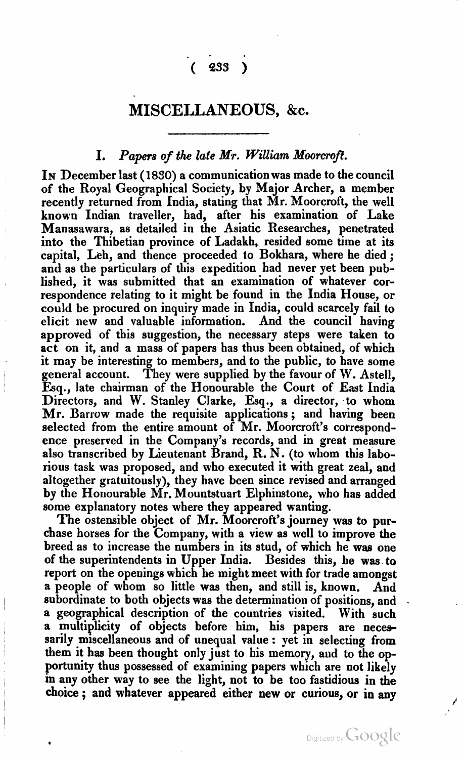# MISCELLANEOUS, &c.

## I. *Papers of the late Mr. William Moorcroft.*

In December last (1830) a communication was made to the council of the Royal Geographical Society, by Major Archer, a member recently returned from India, stating that Mr. Moorcroft, the well known Indian traveller, had, after his examination of Lake Manasawara, as detailed in the Asiatic Researches, penetrated into the Thibetian province of Ladakh, resided some time at its capital, Leh, and thence proceeded to Bokhara, where he died; and as the particulars of this expedition had never yet been published, it was submitted that an examination of whatever correspondence relating to it might be found in the India House, or could be procured on inquiry made in India, could scarcely fail to elicit new and valuable information. And the council having approved of this suggestion, the necessary steps were taken to act on it, and a mass of papers has thus been obtained, of which it may be interesting to members, and to the public, to have some general account. They were supplied by the favour of W. Astell, Esq., late chairman of the Honourable the Court of East India Directors, and W. Stanley Clarke, Esq., a director, to whom Mr. Barrow made the requisite applications; and having been selected from the entire amount of Mr. Moorcroft's correspondence preserved in the Company's records, and in great measure also transcribed by Lieutenant Brand, R. N. (to whom this laborious task was proposed, and who executed it with great zeal, and altogether gratuitously), they have been since revised and arranged by the Honourable Mr. Mountstuart Elphinstone, who has added some explanatory notes where they appeared wanting.

The ostensible object of Mr. Moorcroft's journey was to purchase horses for the Company, with a view as well to improve the breed as to increase the numbers in its stud, of which he was one of the superintendents in Upper India. Besides this, he was to report on the openings which he might meet with for trade amongst a people of whom so little was then, and still is, known. And subordinate to both objects was the determination of positions, and a geographical description of the countries visited. With such a multiplicity of objects before him, his papers are necessarily miscellaneous and of unequal value: yet in selecting from them it has been thought only just to his memory, and to the opportunity thus possessed of examining papers which are not likely in any other way to see the light, not to be too fastidious in the choice; and whatever appeared either new or curious, or in any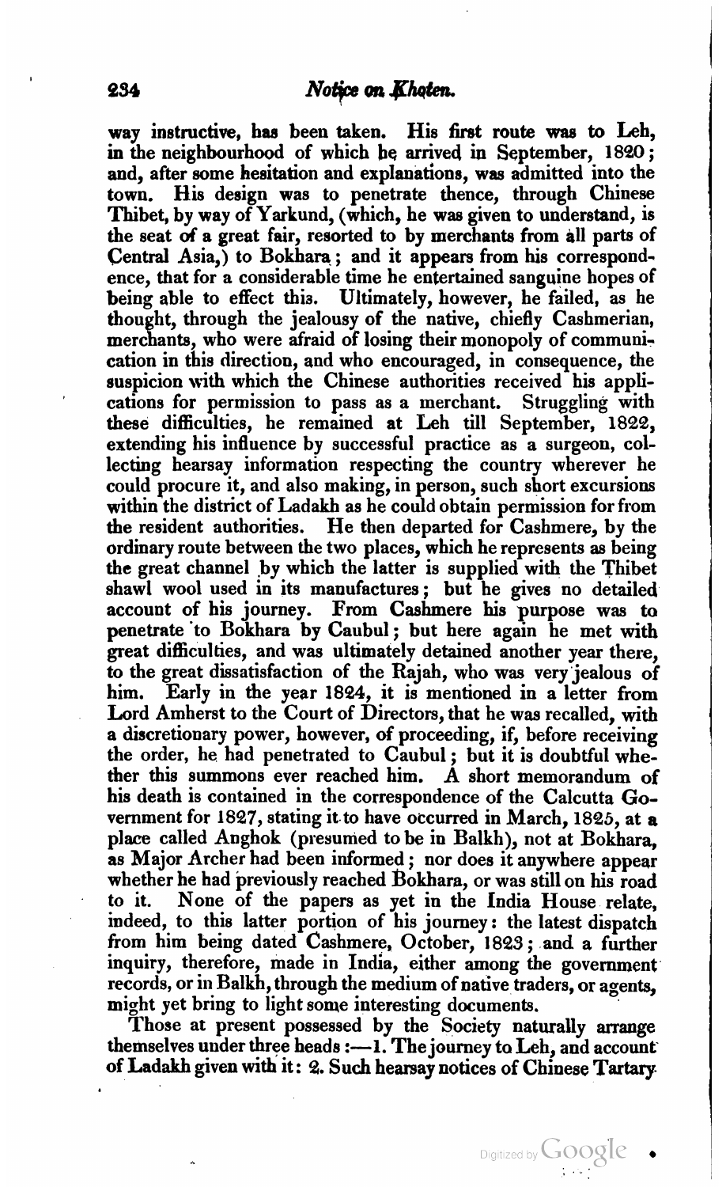way instructive, has been taken. His first route was to Leh, in the neighbourhood of which he arrived in September, 1820; and, after some hesitation and explanations, was admitted into the town. His design was to penetrate thence, through Chinese Thibet, by way of Yarkund, (which, he was given to understand, is the seat of a great fair, resorted to by merchants from all parts of Central Asia,) to Bokhara; and it appears from his correspondence, that for a considerable time he entertained sanguine hopes of being able to effect this. Ultimately, however, he failed, as he thought, through the jealousy of the native, chiefly Cashmerian, merchants, who were afraid of losing their monopoly of communication in this direction, and who encouraged, in consequence, the suspicion with which the Chinese authorities received his applications for permission to pass as a merchant. Struggling with these difficulties, he remained at Leh till September, 1822, extending his influence by successful practice as a surgeon, collecting hearsay information respecting the country wherever he could procure it, and also making, in person, such short excursions within the district of Ladakh as he could obtain permission for from the resident authorities. He then departed for Cashmere, by the ordinary route between the two places, which he represents as being the great channel by which the latter is supplied with the Thibet shawl wool used in its manufactures; but he gives no detailed account of his journey. From Cashmere his purpose was to penetrate to Bokhara by Caubul; but here again he met with great difficulties, and was ultimately detained another year there, to the great dissatisfaction of the Rajah, who was very jealous of him. Early in the year 1824, it is mentioned in a letter from Lord Amherst to the Court of Directors, that he was recalled, with a discretionary power, however, of proceeding, if, before receiving the order, he had penetrated to Caubul; but it is doubtful whether this summons ever reached him. A short memorandum of his death is contained in the correspondence of the Calcutta Government for 1827, stating it to have occurred in March, 1825, at a place called Anghok (presumed to be in Balkh), not at Bokhara, as Major Archer had been informed; nor does it anywhere appear whether he had previously reached Bokhara, or was still on his road to it. None of the papers as yet in the India House relate, indeed, to this latter portion of his journey: the latest dispatch from him being dated Cashmere, October, 1823; and a further inquiry, therefore, made in India, either among the government records, or in Balkh, through the medium of native traders, or agents, might yet bring to light some interesting documents.

Those at present possessed by the Society naturally arrange themselves under three heads:—1. The journey to Leh, and account of Ladakh given with it: 2. Such hearsay notices of Chinese Tartary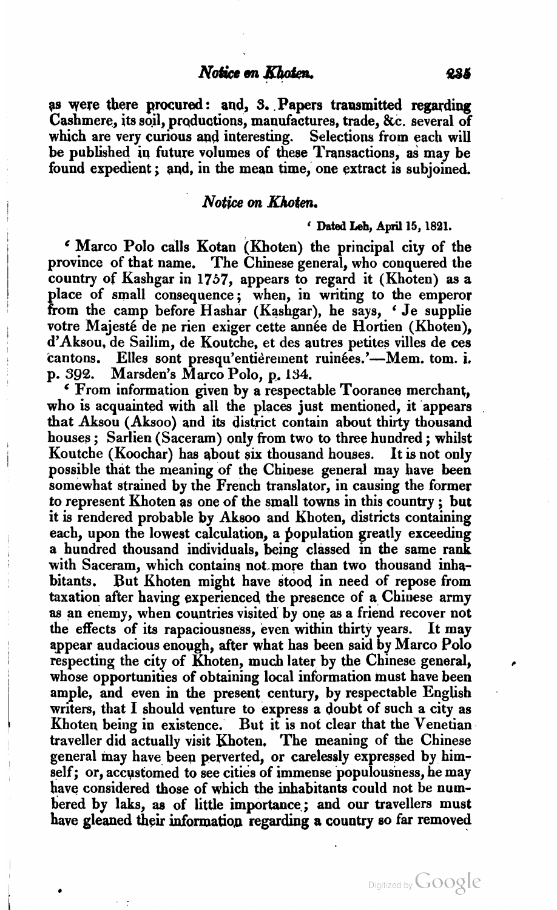as were there procured: and, 3. Papers transmitted regarding Cashmere, its soil, productions, manufactures, trade, &c. several of which are very curious and interesting. Selections from each will be published in future volumes of these Transactions, as may be found expedient; and, in the mean time, one extract is subjoined.

## *Notice on Khoten.*

'Dated Leh, April 15, 1821.

'Marco Polo calls Kotan (Khoten) the principal city of the province of that name. The Chinese general, who conquered the country of Kashgar in 1757, appears to regard it (Khoten) as a place of small consequence; when, in writing to the emperor from the camp before Hashar (Kashgar), he says, 'Je supplie votre Majesté de ne rien exiger cette année de Hortien (Khoten), d'Aksou, de Sailim, de Koutche, et des autres petites villes de ces cantons. Elles sont presqu'entièrement ruinées.'—Mem. tom. i. p. 392. Marsden's Marco Polo, p. 134.

'From information given by a respectable Tooranee merchant, who is acquainted with all the places just mentioned, it appears that Aksou (Aksoo) and its district contain about thirty thousand houses; Sarlien (Saceram) only from two to three hundred; whilst Koutche (Koochar) has about six thousand houses. It is not only possible that the meaning of the Chinese general may have been somewhat strained by the French translator, in causing the former to represent Khoten as one of the small towns in this country; but it is rendered probable by Aksoo and Khoten, districts containing each, upon the lowest calculation, a population greatly exceeding a hundred thousand individuals, being classed in the same rank with Saceram, which contains not more than two thousand inhabitants. But Khoten might have stood in need of repose from taxation after having experienced the presence of a Chinese army as an enemy, when countries visited by one as a friend recover not the effects of its rapaciousness, even within thirty years. It may appear audacious enough, after what has been said by Marco Polo respecting the city of Khoten, much later by the Chinese general, whose opportunities of obtaining local information must have been ample, and even in the present century, by respectable English writers, that I should venture to express a doubt of such a city as Khoten being in existence. But it is not clear that the Venetian traveller did actually visit Khoten. The meaning of the Chinese general may have been perverted, or carelessly expressed by himself; or, accustomed to see cities of immense populousness, he may have considered those of which the inhabitants could not be numbered by laks, as of little importance; and our travellers must have gleaned their information regarding a country so far removed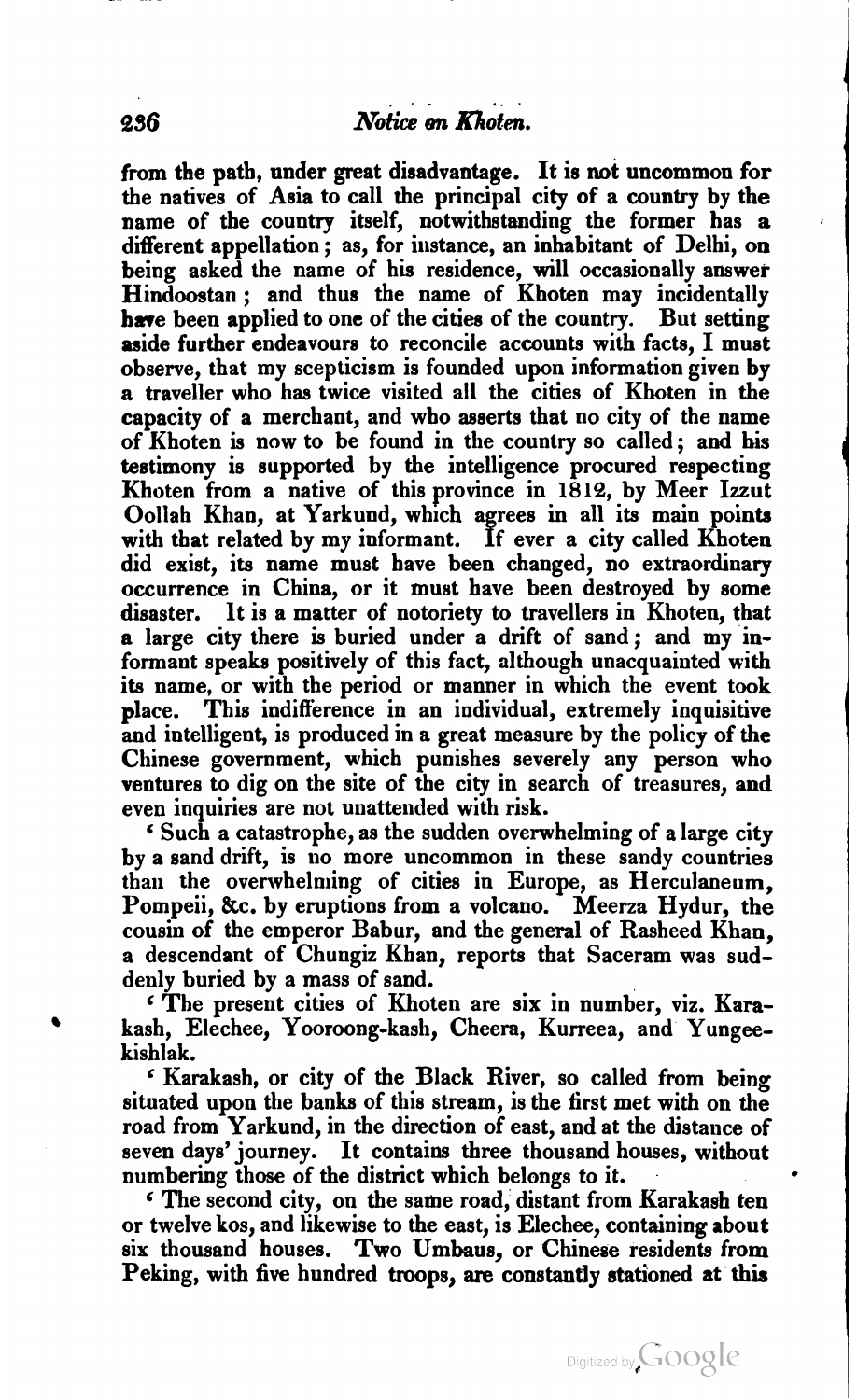from the path, under great disadvantage. It is not uncommon for the natives of Asia to call the principal city of a country by the name of the country itself, notwithstanding the former has a different appellation; as, for instance, an inhabitant of Delhi, on being asked the name of his residence, will occasionally answer Hindoostan; and thus the name of Khoten may incidentally have been applied to one of the cities of the country. But setting aside further endeavours to reconcile accounts with facts, I must observe, that my scepticism is founded upon information given by a traveller who has twice visited all the cities of Khoten in the capacity of a merchant, and who asserts that no city of the name of Khoten is now to be found in the country so called; and his testimony is supported by the intelligence procured respecting Khoten from a native of this province in 1812, by Meer Izzut Oollah Khan, at Yarkund, which agrees in all its main points with that related by my informant. If ever a city called Khoten did exist, its name must have been changed, no extraordinary occurrence in China, or it must have been destroyed by some disaster. It is a matter of notoriety to travellers in Khoten, that a large city there is buried under a drift of sand; and my informant speaks positively of this fact, although unacquainted with its name, or with the period or manner in which the event took place. This indifference in an individual, extremely inquisitive and intelligent, is produced in a great measure by the policy of the Chinese government, which punishes severely any person who ventures to dig on the site of the city in search of treasures, and even inquiries are not unattended with risk.

'Such a catastrophe, as the sudden overwhelming of a large city by a sand drift, is no more uncommon in these sandy countries than the overwhelming of cities in Europe, as Herculaneum, Pompeii, &c. by eruptions from a volcano. Meerza Hydur, the cousin of the emperor Babur, and the general of Rasheed Khan, a descendant of Chungiz Khan, reports that Saceram was suddenly buried by a mass of sand.

'The present cities of Khoten are six in number, viz. Karakash, Elechee, Yooroong-kash, Cheera, Kurreea, and Yungee-kishlak.

'Karakash, or city of the Black River, so called from being situated upon the banks of this stream, is the first met with on the road from Yarkund, in the direction of east, and at the distance of seven days' journey. It contains three thousand houses, without numbering those of the district which belongs to it.

'The second city, on the same road, distant from Karakash ten or twelve kos, and likewise to the east, is Elechee, containing about six thousand houses. Two Umbaus, or Chinese residents from Peking, with five hundred troops, are constantly stationed at this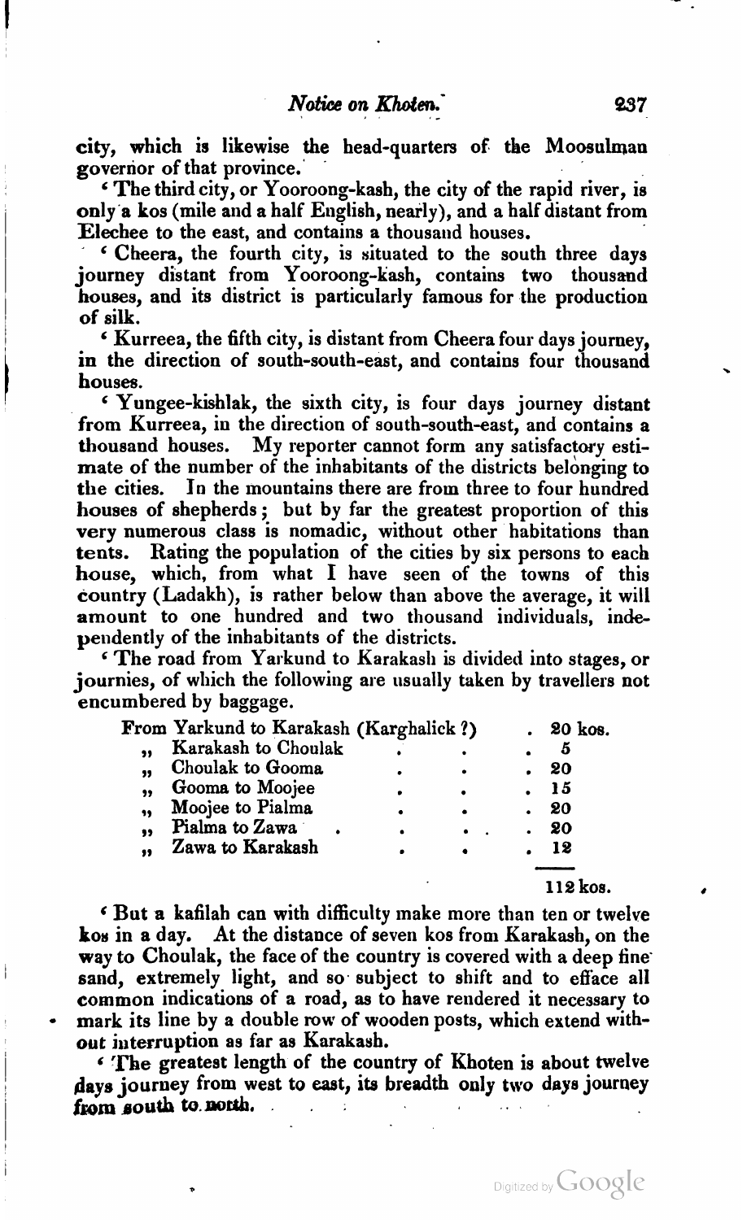city, which is likewise the head-quarters of the Moosulman governor of that province.'

'The third city, or Yooroong-kash, the city of the rapid river, is only a kos (mile and a half English, nearly), and a half distant from Elechee to the east, and contains a thousand houses.

'Cheera, the fourth city, is situated to the south three days journey distant from Yooroong-kash, contains two thousand houses, and its district is particularly famous for the production of silk.

'Kurreea, the fifth city, is distant from Cheera four days journey, in the direction of south-south-east, and contains four thousand houses.

'Yungee-kishlak, the sixth city, is four days journey distant from Kurreea, in the direction of south-south-east, and contains a thousand houses. My reporter cannot form any satisfactory estimate of the number of the inhabitants of the districts belonging to the cities. In the mountains there are from three to four hundred houses of shepherds; but by far the greatest proportion of this very numerous class is nomadic, without other habitations than tents. Rating the population of the cities by six persons to each house, which, from what I have seen of the towns of this country (Ladakh), is rather below than above the average, it will amount to one hundred and two thousand individuals, independently of the inhabitants of the districts.

'The road from Yarkund to Karakash is divided into stages, or journies, of which the following are usually taken by travellers not encumbered by baggage.

| | |
|---|---|
| From Yarkund to Karakash (Karghalick ?) | 20 kos. |
| „ Karakash to Choulak | 5 |
| „ Choulak to Gooma | 20 |
| „ Gooma to Moojee | 15 |
| „ Moojee to Pialma | 20 |
| „ Pialma to Zawa | 20 |
| „ Zawa to Karakash | 12 |
| | 112 kos. |

'But a kafilah can with difficulty make more than ten or twelve kos in a day. At the distance of seven kos from Karakash, on the way to Choulak, the face of the country is covered with a deep fine sand, extremely light, and so subject to shift and to efface all common indications of a road, as to have rendered it necessary to mark its line by a double row of wooden posts, which extend without interruption as far as Karakash.

'The greatest length of the country of Khoten is about twelve days journey from west to east, its breadth only two days journey from south to north.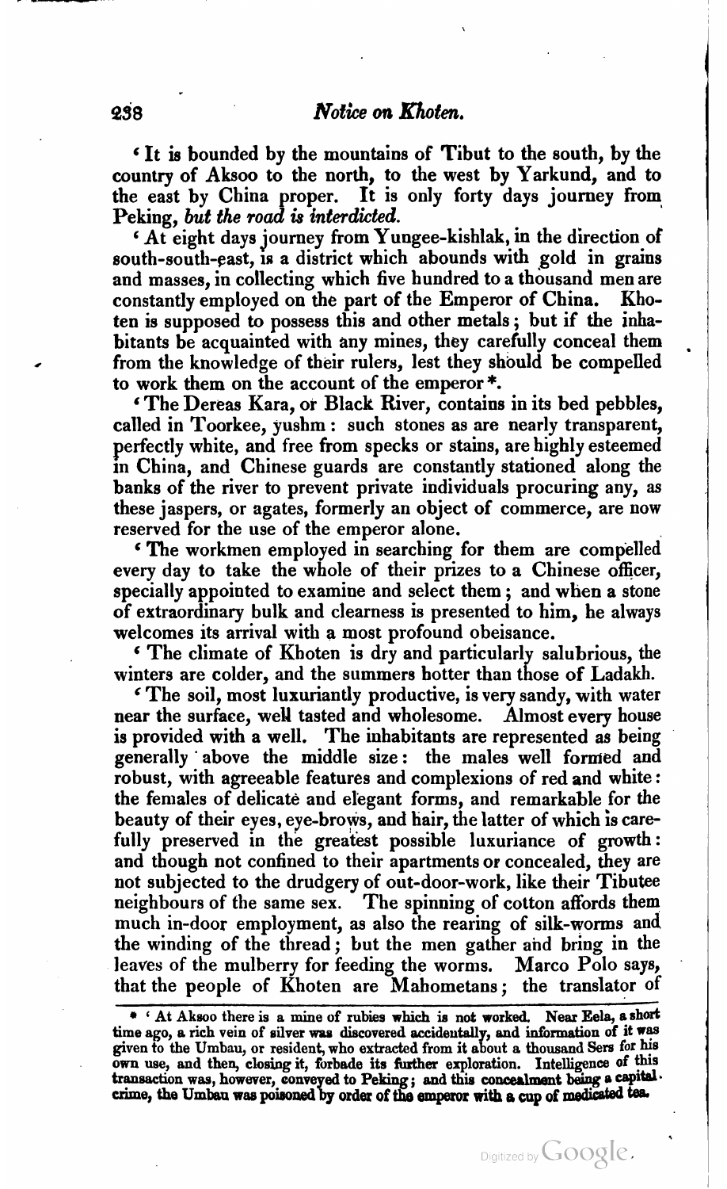'It is bounded by the mountains of Tibut to the south, by the country of Aksoo to the north, to the west by Yarkund, and to the east by China proper. It is only forty days journey from Peking, *but the road is interdicted.*

'At eight days journey from Yungee-kishlak, in the direction of south-south-east, is a district which abounds with gold in grains and masses, in collecting which five hundred to a thousand men are constantly employed on the part of the Emperor of China. Khoten is supposed to possess this and other metals; but if the inhabitants be acquainted with any mines, they carefully conceal them from the knowledge of their rulers, lest they should be compelled to work them on the account of the emperor *.

'The Dereas Kara, or Black River, contains in its bed pebbles, called in Toorkee, yushm: such stones as are nearly transparent, perfectly white, and free from specks or stains, are highly esteemed in China, and Chinese guards are constantly stationed along the banks of the river to prevent private individuals procuring any, as these jaspers, or agates, formerly an object of commerce, are now reserved for the use of the emperor alone.

'The workmen employed in searching for them are compelled every day to take the whole of their prizes to a Chinese officer, specially appointed to examine and select them; and when a stone of extraordinary bulk and clearness is presented to him, he always welcomes its arrival with a most profound obeisance.

'The climate of Khoten is dry and particularly salubrious, the winters are colder, and the summers hotter than those of Ladakh.

'The soil, most luxuriantly productive, is very sandy, with water near the surface, well tasted and wholesome. Almost every house is provided with a well. The inhabitants are represented as being generally above the middle size: the males well formed and robust, with agreeable features and complexions of red and white: the females of delicate and elegant forms, and remarkable for the beauty of their eyes, eye-brows, and hair, the latter of which is carefully preserved in the greatest possible luxuriance of growth: and though not confined to their apartments or concealed, they are not subjected to the drudgery of out-door-work, like their Tibutee neighbours of the same sex. The spinning of cotton affords them much in-door employment, as also the rearing of silk-worms and the winding of the thread; but the men gather and bring in the leaves of the mulberry for feeding the worms. Marco Polo says, that the people of Khoten are Mahometans; the translator of

* 'At Aksoo there is a mine of rubies which is not worked. Near Eela, a short time ago, a rich vein of silver was discovered accidentally, and information of it was given to the Umbau, or resident, who extracted from it about a thousand Sers for his own use, and then, closing it, forbade its further exploration. Intelligence of this transaction was, however, conveyed to Peking; and this concealment being a capital crime, the Umbau was poisoned by order of the emperor with a cup of medicated tea.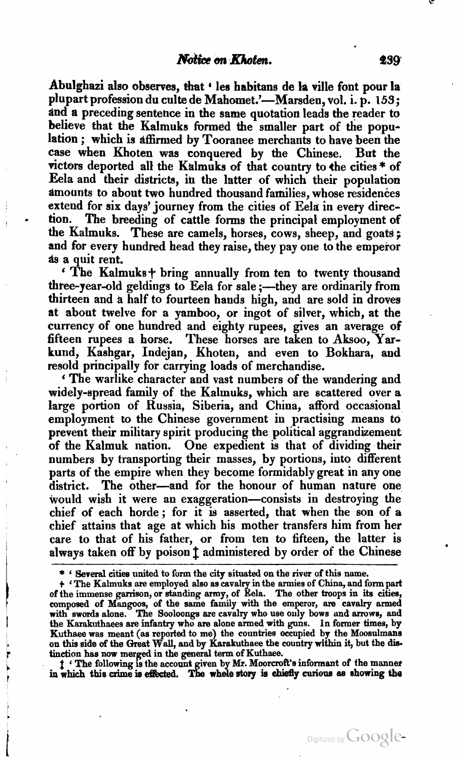Abulghazi also observes, that 'les habitans de la ville font pour la plupart profession du culte de Mahomet.'—Marsden, vol. i. p. 153; and a preceding sentence in the same quotation leads the reader to believe that the Kalmuks formed the smaller part of the population; which is affirmed by Tooranee merchants to have been the case when Khoten was conquered by the Chinese. But the victors deported all the Kalmuks of that country to the cities * of Eela and their districts, in the latter of which their population amounts to about two hundred thousand families, whose residences extend for six days' journey from the cities of Eela in every direction. The breeding of cattle forms the principal employment of the Kalmuks. These are camels, horses, cows, sheep, and goats; and for every hundred head they raise, they pay one to the emperor as a quit rent.

'The Kalmuks † bring annually from ten to twenty thousand three-year-old geldings to Eela for sale;—they are ordinarily from thirteen and a half to fourteen hands high, and are sold in droves at about twelve for a yamboo, or ingot of silver, which, at the currency of one hundred and eighty rupees, gives an average of fifteen rupees a horse. These horses are taken to Aksoo, Yarkund, Kashgar, Indejan, Khoten, and even to Bokhara, and resold principally for carrying loads of merchandise.

'The warlike character and vast numbers of the wandering and widely-spread family of the Kalmuks, which are scattered over a large portion of Russia, Siberia, and China, afford occasional employment to the Chinese government in practising means to prevent their military spirit producing the political aggrandizement of the Kalmuk nation. One expedient is that of dividing their numbers by transporting their masses, by portions, into different parts of the empire when they become formidably great in any one district. The other—and for the honour of human nature one would wish it were an exaggeration—consists in destroying the chief of each horde; for it is asserted, that when the son of a chief attains that age at which his mother transfers him from her care to that of his father, or from ten to fifteen, the latter is always taken off by poison ‡ administered by order of the Chinese

---

\* 'Several cities united to form the city situated on the river of this name.

† 'The Kalmuks are employed also as cavalry in the armies of China, and form part of the immense garrison, or standing army, of Eela. The other troops in its cities, composed of Mangoos, of the same family with the emperor, are cavalry armed with swords alone. The Sooloongs are cavalry who use only bows and arrows, and the Karakuthaees are infantry who are alone armed with guns. In former times, by Kuthaee was meant (as reported to me) the countries occupied by the Moosulmans on this side of the Great Wall, and by Karakuthaee the country within it, but the distinction has now merged in the general term of Kuthaee.

‡ 'The following is the account given by Mr. Moorcroft's informant of the manner in which this crime is effected. The whole story is chiefly curious as showing the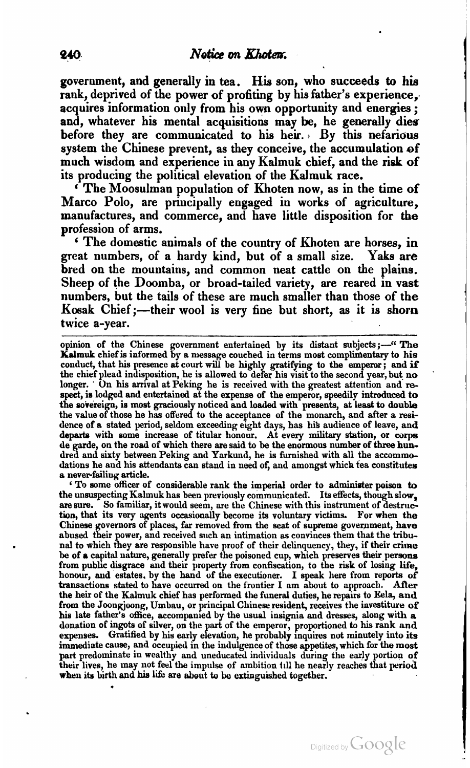government, and generally in tea. His son, who succeeds to his rank, deprived of the power of profiting by his father's experience, acquires information only from his own opportunity and energies; and, whatever his mental acquisitions may be, he generally dies before they are communicated to his heir. By this nefarious system the Chinese prevent, as they conceive, the accumulation of much wisdom and experience in any Kalmuk chief, and the risk of its producing the political elevation of the Kalmuk race.

'The Moosulman population of Khoten now, as in the time of Marco Polo, are principally engaged in works of agriculture, manufactures, and commerce, and have little disposition for the profession of arms.

'The domestic animals of the country of Khoten are horses, in great numbers, of a hardy kind, but of a small size. Yaks are bred on the mountains, and common neat cattle on the plains. Sheep of the Doomba, or broad-tailed variety, are reared in vast numbers, but the tails of these are much smaller than those of the Kosak Chief;—their wool is very fine but short, as it is shorn twice a-year.

---

opinion of the Chinese government entertained by its distant subjects;—"The Kalmuk chief is informed by a message couched in terms most complimentary to his conduct, that his presence at court will be highly gratifying to the emperor; and if the chief plead indisposition, he is allowed to defer his visit to the second year, but no longer. On his arrival at Peking he is received with the greatest attention and respect, is lodged and entertained at the expense of the emperor, speedily introduced to the sovereign, is most graciously noticed and loaded with presents, at least to double the value of those he has offered to the acceptance of the monarch, and after a residence of a stated period, seldom exceeding eight days, has his audience of leave, and departs with some increase of titular honour. At every military station, or corps de garde, on the road of which there are said to be the enormous number of three hundred and sixty between Peking and Yarkund, he is furnished with all the accommodations he and his attendants can stand in need of, and amongst which tea constitutes a never-failing article.

'To some officer of considerable rank the imperial order to administer poison to the unsuspecting Kalmuk has been previously communicated. Its effects, though slow, are sure. So familiar, it would seem, are the Chinese with this instrument of destruction, that its very agents occasionally become its voluntary victims. For when the Chinese governors of places, far removed from the seat of supreme government, have abused their power, and received such an intimation as convinces them that the tribunal to which they are responsible have proof of their delinquency, they, if their crime be of a capital nature, generally prefer the poisoned cup, which preserves their persons from public disgrace and their property from confiscation, to the risk of losing life, honour, and estates, by the hand of the executioner. I speak here from reports of transactions stated to have occurred on the frontier I am about to approach. After the heir of the Kalmuk chief has performed the funeral duties, he repairs to Eela, and from the Joongjoong, Umbau, or principal Chinese resident, receives the investiture of his late father's office, accompanied by the usual insignia and dresses, along with a donation of ingots of silver, on the part of the emperor, proportioned to his rank and expenses. Gratified by his early elevation, he probably inquires not minutely into its immediate cause, and occupied in the indulgence of those appetites, which for the most part predominate in wealthy and uneducated individuals during the early portion of their lives, he may not feel the impulse of ambition till he nearly reaches that period when its birth and his life are about to be extinguished together.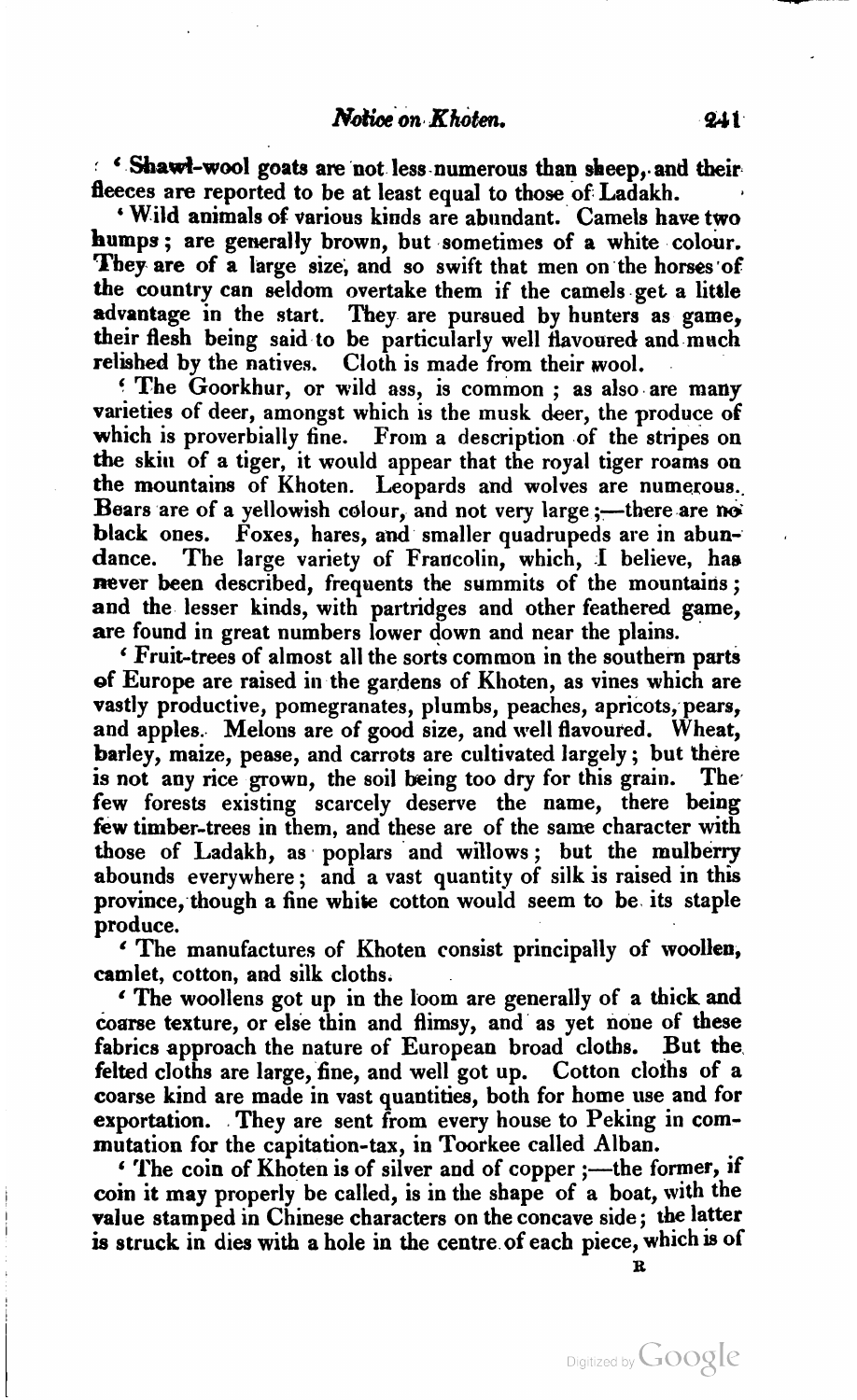'Shawl-wool goats are not less numerous than sheep, and their fleeces are reported to be at least equal to those of Ladakh.

'Wild animals of various kinds are abundant. Camels have two humps; are generally brown, but sometimes of a white colour. They are of a large size, and so swift that men on the horses of the country can seldom overtake them if the camels get a little advantage in the start. They are pursued by hunters as game, their flesh being said to be particularly well flavoured and much relished by the natives. Cloth is made from their wool.

'The Goorkhur, or wild ass, is common; as also are many varieties of deer, amongst which is the musk deer, the produce of which is proverbially fine. From a description of the stripes on the skin of a tiger, it would appear that the royal tiger roams on the mountains of Khoten. Leopards and wolves are numerous. Bears are of a yellowish colour, and not very large;—there are no black ones. Foxes, hares, and smaller quadrupeds are in abundance. The large variety of Francolin, which, I believe, has never been described, frequents the summits of the mountains; and the lesser kinds, with partridges and other feathered game, are found in great numbers lower down and near the plains.

'Fruit-trees of almost all the sorts common in the southern parts of Europe are raised in the gardens of Khoten, as vines which are vastly productive, pomegranates, plumbs, peaches, apricots, pears, and apples. Melons are of good size, and well flavoured. Wheat, barley, maize, pease, and carrots are cultivated largely; but there is not any rice grown, the soil being too dry for this grain. The few forests existing scarcely deserve the name, there being few timber-trees in them, and these are of the same character with those of Ladakh, as poplars and willows; but the mulberry abounds everywhere; and a vast quantity of silk is raised in this province, though a fine white cotton would seem to be its staple produce.

'The manufactures of Khoten consist principally of woollen, camlet, cotton, and silk cloths.

'The woollens got up in the loom are generally of a thick and coarse texture, or else thin and flimsy, and as yet none of these fabrics approach the nature of European broad cloths. But the felted cloths are large, fine, and well got up. Cotton cloths of a coarse kind are made in vast quantities, both for home use and for exportation. They are sent from every house to Peking in commutation for the capitation-tax, in Toorkee called Alban.

'The coin of Khoten is of silver and of copper;—the former, if coin it may properly be called, is in the shape of a boat, with the value stamped in Chinese characters on the concave side; the latter is struck in dies with a hole in the centre of each piece, which is of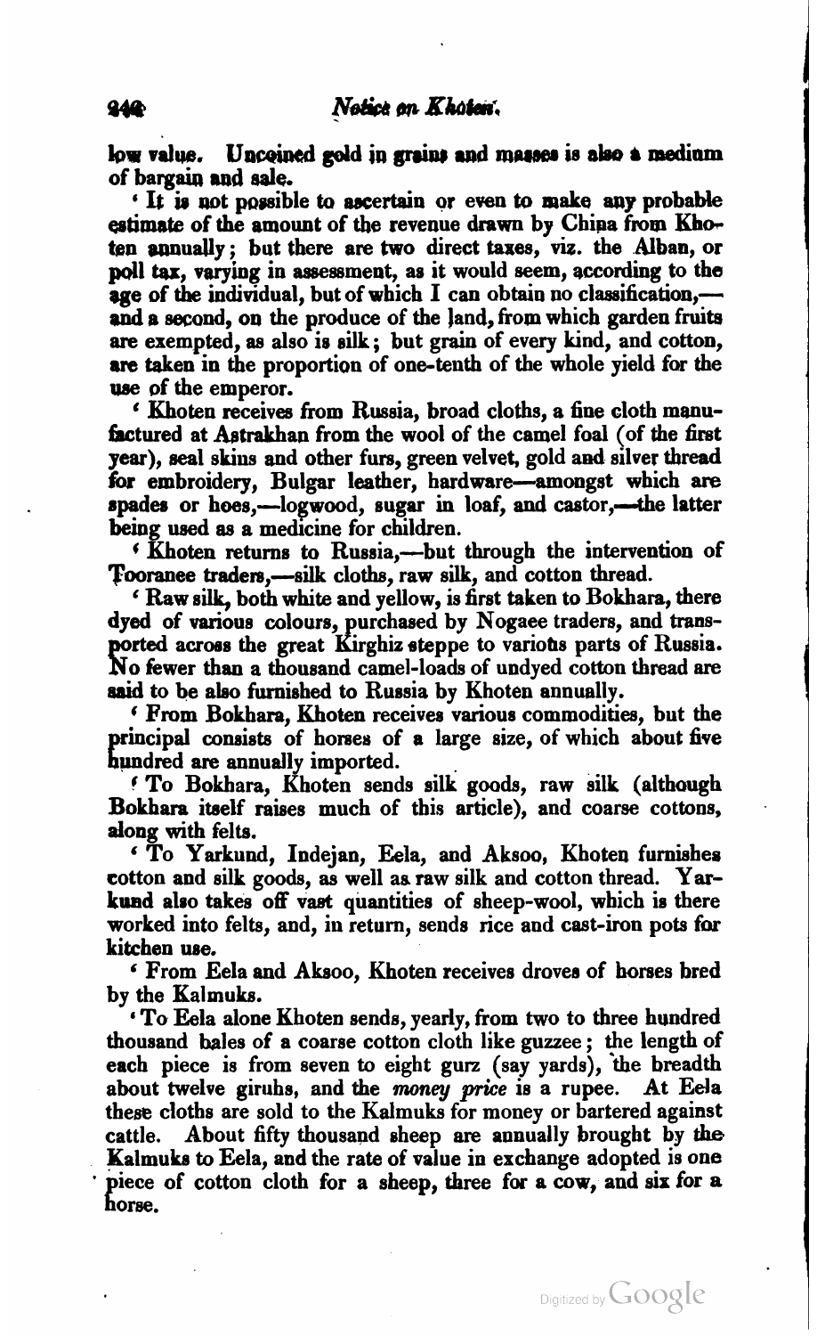low value. Uncoined gold in grains and masses is also a medium of bargain and sale.

'It is not possible to ascertain or even to make any probable estimate of the amount of the revenue drawn by China from Khoten annually; but there are two direct taxes, viz. the Alban, or poll tax, varying in assessment, as it would seem, according to the age of the individual, but of which I can obtain no classification,—and a second, on the produce of the land, from which garden fruits are exempted, as also is silk; but grain of every kind, and cotton, are taken in the proportion of one-tenth of the whole yield for the use of the emperor.

'Khoten receives from Russia, broad cloths, a fine cloth manufactured at Astrakhan from the wool of the camel foal (of the first year), seal skins and other furs, green velvet, gold and silver thread for embroidery, Bulgar leather, hardware—amongst which are spades or hoes,—logwood, sugar in loaf, and castor,—the latter being used as a medicine for children.

'Khoten returns to Russia,—but through the intervention of Tooranee traders,—silk cloths, raw silk, and cotton thread.

'Raw silk, both white and yellow, is first taken to Bokhara, there dyed of various colours, purchased by Nogaee traders, and transported across the great Kirghiz steppe to various parts of Russia. No fewer than a thousand camel-loads of undyed cotton thread are said to be also furnished to Russia by Khoten annually.

'From Bokhara, Khoten receives various commodities, but the principal consists of horses of a large size, of which about five hundred are annually imported.

'To Bokhara, Khoten sends silk goods, raw silk (although Bokhara itself raises much of this article), and coarse cottons, along with felts.

'To Yarkund, Indejan, Eela, and Aksoo, Khoten furnishes cotton and silk goods, as well as raw silk and cotton thread. Yarkund also takes off vast quantities of sheep-wool, which is there worked into felts, and, in return, sends rice and cast-iron pots for kitchen use.

'From Eela and Aksoo, Khoten receives droves of horses bred by the Kalmuks.

'To Eela alone Khoten sends, yearly, from two to three hundred thousand bales of a coarse cotton cloth like guzzee; the length of each piece is from seven to eight gurz (say yards), the breadth about twelve giruhs, and the *money price* is a rupee. At Eela these cloths are sold to the Kalmuks for money or bartered against cattle. About fifty thousand sheep are annually brought by the Kalmuks to Eela, and the rate of value in exchange adopted is one piece of cotton cloth for a sheep, three for a cow, and six for a horse.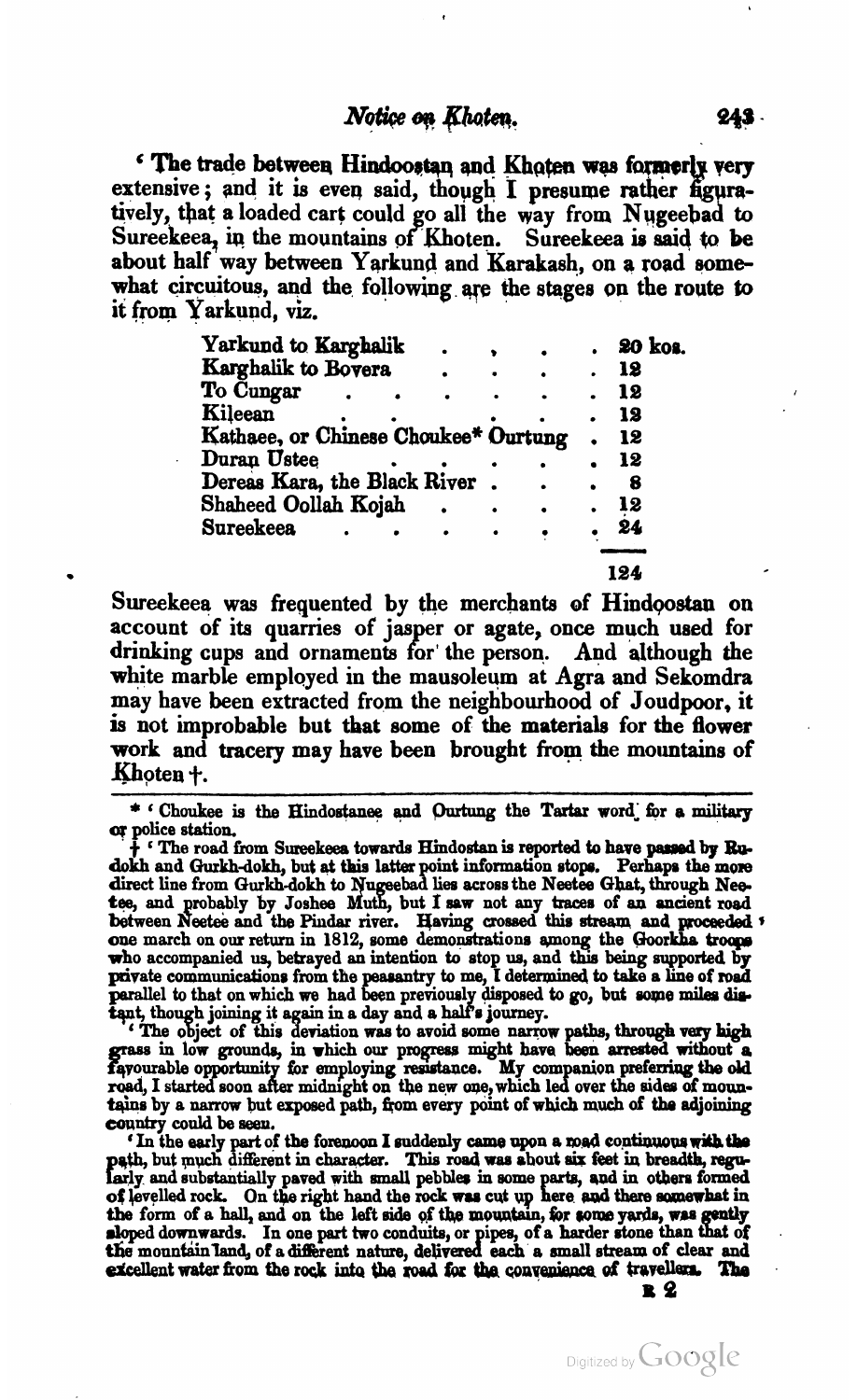'The trade between Hindoostan and Khoten was formerly very extensive; and it is even said, though I presume rather figuratively, that a loaded cart could go all the way from Nugeebad to Sureekeea, in the mountains of Khoten. Sureekeea is said to be about half way between Yarkund and Karakash, on a road somewhat circuitous, and the following are the stages on the route to it from Yarkund, viz.

| Stage | Kos |
|---|---|
| Yarkund to Karghalik | 20 kos. |
| Karghalik to Bovera | 12 |
| To Cungar | 12 |
| Kileean | 12 |
| Kathaee, or Chinese Choukee* Ourtung | 12 |
| Duran Ustee | 12 |
| Dereas Kara, the Black River | 8 |
| Shaheed Oollah Kojah | 12 |
| Sureekeea | 24 |
| | 124 |

Sureekeea was frequented by the merchants of Hindoostan on account of its quarries of jasper or agate, once much used for drinking cups and ornaments for the person. And although the white marble employed in the mausoleum at Agra and Sekomdra may have been extracted from the neighbourhood of Joudpoor, it is not improbable but that some of the materials for the flower work and tracery may have been brought from the mountains of Khoten †.

---

\* 'Choukee is the Hindostanee and Ourtung the Tartar word for a military or police station.

† 'The road from Sureekeea towards Hindostan is reported to have passed by Rudokh and Gurkh-dokh, but at this latter point information stops. Perhaps the more direct line from Gurkh-dokh to Nugeebad lies across the Neetee Ghat, through Neetee, and probably by Joshee Muth, but I saw not any traces of an ancient road between Neetee and the Pindar river. Having crossed this stream and proceeded one march on our return in 1812, some demonstrations among the Goorkha troops who accompanied us, betrayed an intention to stop us, and this being supported by private communications from the peasantry to me, I determined to take a line of road parallel to that on which we had been previously disposed to go, but some miles distant, though joining it again in a day and a half's journey.

'The object of this deviation was to avoid some narrow paths, through very high grass in low grounds, in which our progress might have been arrested without a favourable opportunity for employing resistance. My companion preferring the old road, I started soon after midnight on the new one, which led over the sides of mountains by a narrow but exposed path, from every point of which much of the adjoining country could be seen.

'In the early part of the forenoon I suddenly came upon a road continuous with the path, but much different in character. This road was about six feet in breadth, regularly and substantially paved with small pebbles in some parts, and in others formed of levelled rock. On the right hand the rock was cut up here and there somewhat in the form of a hall, and on the left side of the mountain, for some yards, was gently sloped downwards. In one part two conduits, or pipes, of a harder stone than that of the mountain land, of a different nature, delivered each a small stream of clear and excellent water from the rock into the road for the convenience of travellers. The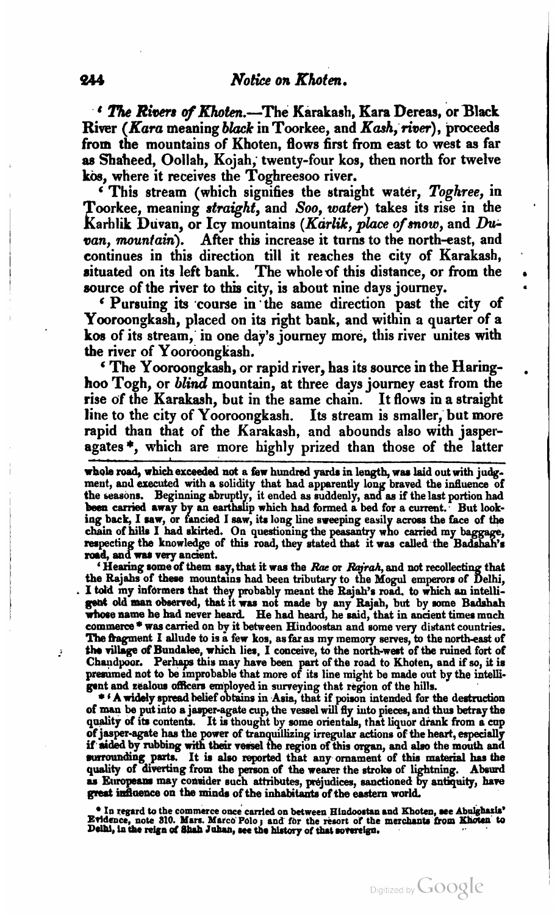'*The Rivers of Khoten*.—The Karakash, Kara Dereas, or Black River (*Kara* meaning *black* in Toorkee, and *Kash, river*), proceeds from the mountains of Khoten, flows first from east to west as far as Shaheed, Oollah, Kojah, twenty-four kos, then north for twelve kos, where it receives the Toghreesoo river.

'This stream (which signifies the straight water, *Toghree*, in Toorkee, meaning *straight*, and *Soo, water*) takes its rise in the Karhlik Duvan, or Icy mountains (*Karlik, place of snow*, and *Duvan, mountain*). After this increase it turns to the north-east, and continues in this direction till it reaches the city of Karakash, situated on its left bank. The whole of this distance, or from the source of the river to this city, is about nine days journey.

'Pursuing its course in the same direction past the city of Yooroongkash, placed on its right bank, and within a quarter of a kos of its stream, in one day's journey more, this river unites with the river of Yooroongkash.

'The Yooroongkash, or rapid river, has its source in the Haringhoo Togh, or *blind* mountain, at three days journey east from the rise of the Karakash, but in the same chain. It flows in a straight line to the city of Yooroongkash. Its stream is smaller, but more rapid than that of the Karakash, and abounds also with jasper-agates *, which are more highly prized than those of the latter

---

whole road, which exceeded not a few hundred yards in length, was laid out with judgment, and executed with a solidity that had apparently long braved the influence of the seasons. Beginning abruptly, it ended as suddenly, and as if the last portion had been carried away by an earthslip which had formed a bed for a current. But looking back, I saw, or fancied I saw, its long line sweeping easily across the face of the chain of hills I had skirted. On questioning the peasantry who carried my baggage, respecting the knowledge of this road, they stated that it was called the Badshah's road, and was very ancient.

'Hearing some of them say, that it was the *Rae* or *Rajrah*, and not recollecting that the Rajahs of these mountains had been tributary to the Mogul emperors of Delhi, I told my informers that they probably meant the Rajah's road. to which an intelligent old man observed, that it was not made by any Rajah, but by some Badshah whose name he had never heard. He had heard, he said, that in ancient times much commerce * was carried on by it between Hindoostan and some very distant countries. The fragment I allude to is a few kos, as far as my memory serves, to the north-east of the village of Bundalee, which lies, I conceive, to the north-west of the ruined fort of Chandpoor. Perhaps this may have been part of the road to Khoten, and if so, it is presumed not to be improbable that more of its line might be made out by the intelligent and zealous officers employed in surveying that region of the hills.

* 'A widely spread belief obtains in Asia, that if poison intended for the destruction of man be put into a jasper-agate cup, the vessel will fly into pieces, and thus betray the quality of its contents. It is thought by some orientals, that liquor drank from a cup of jasper-agate has the power of tranquillizing irregular actions of the heart, especially if aided by rubbing with their vessel the region of this organ, and also the mouth and surrounding parts. It is also reported that any ornament of this material has the quality of diverting from the person of the wearer the stroke of lightning. Absurd as Europeans may consider such attributes, préjudices, sanctioned by antiquity, have great influence on the minds of the inhabitants of the eastern world.

* In regard to the commerce once carried on between Hindoostan and Khoten, see Abulghazis' Evidence, note 310. Mars. Marco Polo; and for the resort of the merchants from Khoten to Delhi, in the reign of Shah Juhan, see the history of that sovereign.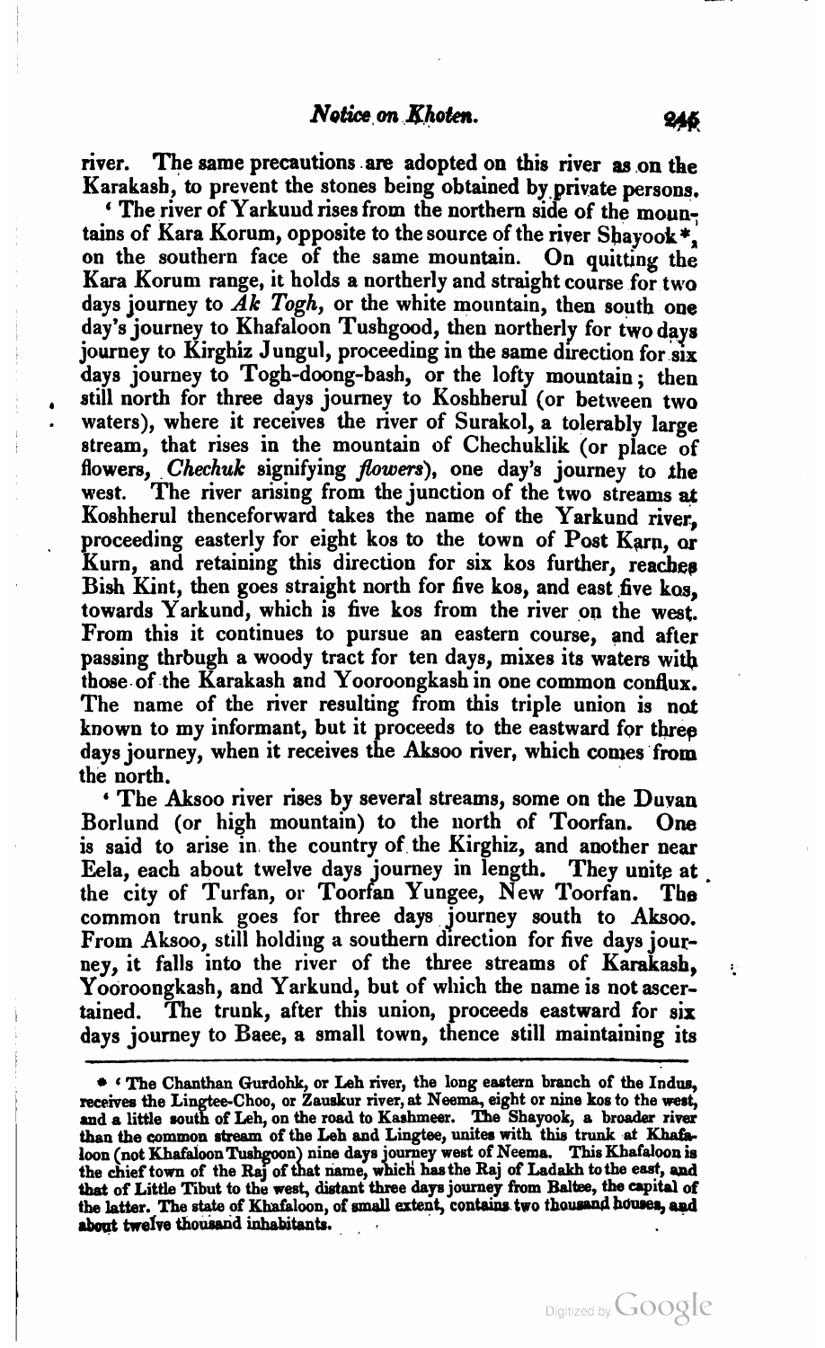river. The same precautions are adopted on this river as on the Karakash, to prevent the stones being obtained by private persons.

'The river of Yarkund rises from the northern side of the mountains of Kara Korum, opposite to the source of the river Shayook*, on the southern face of the same mountain. On quitting the Kara Korum range, it holds a northerly and straight course for two days journey to *Ak Togh*, or the white mountain, then south one day's journey to Khafaloon Tushgood, then northerly for two days journey to Kirghiz Jungul, proceeding in the same direction for six days journey to Togh-doong-bash, or the lofty mountain; then still north for three days journey to Koshherul (or between two waters), where it receives the river of Surakol, a tolerably large stream, that rises in the mountain of Chechuklik (or place of flowers, *Chechuk* signifying *flowers*), one day's journey to the west. The river arising from the junction of the two streams at Koshherul thenceforward takes the name of the Yarkund river, proceeding easterly for eight kos to the town of Post Karn, or Kurn, and retaining this direction for six kos further, reaches Bish Kint, then goes straight north for five kos, and east five kos, towards Yarkund, which is five kos from the river on the west. From this it continues to pursue an eastern course, and after passing through a woody tract for ten days, mixes its waters with those of the Karakash and Yooroongkash in one common conflux. The name of the river resulting from this triple union is not known to my informant, but it proceeds to the eastward for three days journey, when it receives the Aksoo river, which comes from the north.

'The Aksoo river rises by several streams, some on the Duvan Borlund (or high mountain) to the north of Toorfan. One is said to arise in the country of the Kirghiz, and another near Eela, each about twelve days journey in length. They unite at the city of Turfan, or Toorfan Yungee, New Toorfan. The common trunk goes for three days journey south to Aksoo. From Aksoo, still holding a southern direction for five days journey, it falls into the river of the three streams of Karakash, Yooroongkash, and Yarkund, but of which the name is not ascertained. The trunk, after this union, proceeds eastward for six days journey to Baee, a small town, thence still maintaining its

---

\* 'The Chanthan Gurdohk, or Leh river, the long eastern branch of the Indus, receives the Lingtee-Choo, or Zauskur river, at Neema, eight or nine kos to the west, and a little south of Leh, on the road to Kashmeer. The Shayook, a broader river than the common stream of the Leh and Lingtee, unites with this trunk at Khafaloon (not Khafaloon Tushgoon) nine days journey west of Neema. This Khafaloon is the chief town of the Raj of that name, which has the Raj of Ladakh to the east, and that of Little Tibut to the west, distant three days journey from Baltee, the capital of the latter. The state of Khafaloon, of small extent, contains two thousand houses, and about twelve thousand inhabitants.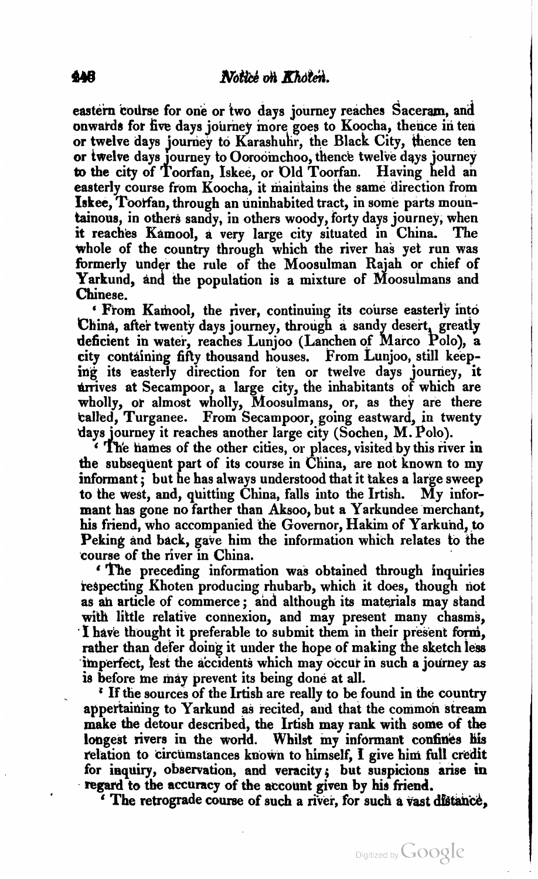eastern course for one or two days journey reaches Saceram, and onwards for five days journey more goes to Koocha, thence in ten or twelve days journey to Karashuhr, the Black City, thence ten or twelve days journey to Ooroomchoo, thence twelve days journey to the city of Toorfan, Iskee, or Old Toorfan. Having held an easterly course from Koocha, it maintains the same direction from Iskee, Toorfan, through an uninhabited tract, in some parts mountainous, in others sandy, in others woody, forty days journey, when it reaches Kamool, a very large city situated in China. The whole of the country through which the river has yet run was formerly under the rule of the Moosulman Rajah or chief of Yarkund, and the population is a mixture of Moosulmans and Chinese.

'From Kamool, the river, continuing its course easterly into China, after twenty days journey, through a sandy desert, greatly deficient in water, reaches Lunjoo (Lanchen of Marco Polo), a city containing fifty thousand houses. From Lunjoo, still keeping its easterly direction for ten or twelve days journey, it arrives at Secampoor, a large city, the inhabitants of which are wholly, or almost wholly, Moosulmans, or, as they are there called, Turganee. From Secampoor, going eastward, in twenty days journey it reaches another large city (Sochen, M. Polo).

'The names of the other cities, or places, visited by this river in the subsequent part of its course in China, are not known to my informant; but he has always understood that it takes a large sweep to the west, and, quitting China, falls into the Irtish. My informant has gone no farther than Aksoo, but a Yarkundee merchant, his friend, who accompanied the Governor, Hakim of Yarkund, to Peking and back, gave him the information which relates to the course of the river in China.

'The preceding information was obtained through inquiries respecting Khoten producing rhubarb, which it does, though not as an article of commerce; and although its materials may stand with little relative connexion, and may present many chasms, I have thought it preferable to submit them in their present form, rather than defer doing it under the hope of making the sketch less imperfect, lest the accidents which may occur in such a journey as is before me may prevent its being done at all.

'If the sources of the Irtish are really to be found in the country appertaining to Yarkund as recited, and that the common stream make the detour described, the Irtish may rank with some of the longest rivers in the world. Whilst my informant confines his relation to circumstances known to himself, I give him full credit for inquiry, observation, and veracity; but suspicions arise in regard to the accuracy of the account given by his friend.

'The retrograde course of such a river, for such a vast distance,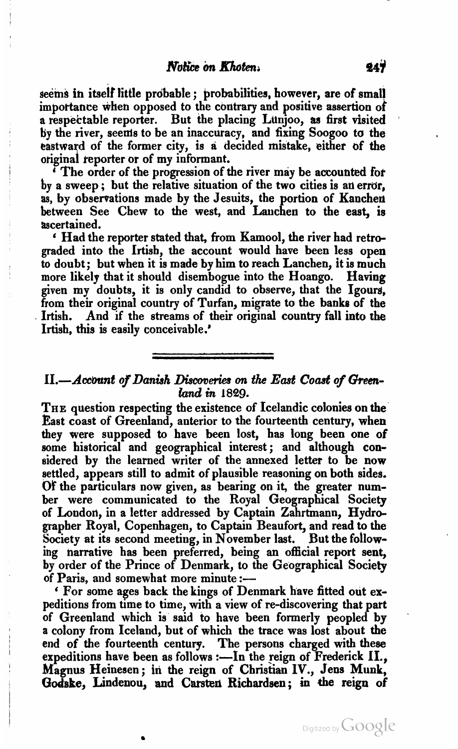seems in itself little probable; probabilities, however, are of small importance when opposed to the contrary and positive assertion of a respectable reporter. But the placing Lunjoo, as first visited by the river, seems to be an inaccuracy, and fixing Soogoo to the eastward of the former city, is a decided mistake, either of the original reporter or of my informant.

'The order of the progression of the river may be accounted for by a sweep; but the relative situation of the two cities is an error, as, by observations made by the Jesuits, the portion of Kanchen between See Chew to the west, and Lauchen to the east, is ascertained.

'Had the reporter stated that, from Kamool, the river had retrograded into the Irtish, the account would have been less open to doubt; but when it is made by him to reach Lanchen, it is much more likely that it should disembogue into the Hoango. Having given my doubts, it is only candid to observe, that the Igours, from their original country of Turfan, migrate to the banks of the Irtish. And if the streams of their original country fall into the Irtish, this is easily conceivable.'

## II.—*Account of Danish Discoveries on the East Coast of Greenland in* 1829.

The question respecting the existence of Icelandic colonies on the East coast of Greenland, anterior to the fourteenth century, when they were supposed to have been lost, has long been one of some historical and geographical interest; and although considered by the learned writer of the annexed letter to be now settled, appears still to admit of plausible reasoning on both sides. Of the particulars now given, as bearing on it, the greater number were communicated to the Royal Geographical Society of London, in a letter addressed by Captain Zahrtmann, Hydrographer Royal, Copenhagen, to Captain Beaufort, and read to the Society at its second meeting, in November last. But the following narrative has been preferred, being an official report sent, by order of the Prince of Denmark, to the Geographical Society of Paris, and somewhat more minute:—

'For some ages back the kings of Denmark have fitted out expeditions from time to time, with a view of re-discovering that part of Greenland which is said to have been formerly peopled by a colony from Iceland, but of which the trace was lost about the end of the fourteenth century. The persons charged with these expeditions have been as follows:—In the reign of Frederick II., Magnus Heinesen; in the reign of Christian IV., Jens Munk, Godske, Lindenou, and Carsten Richardsen; in the reign of